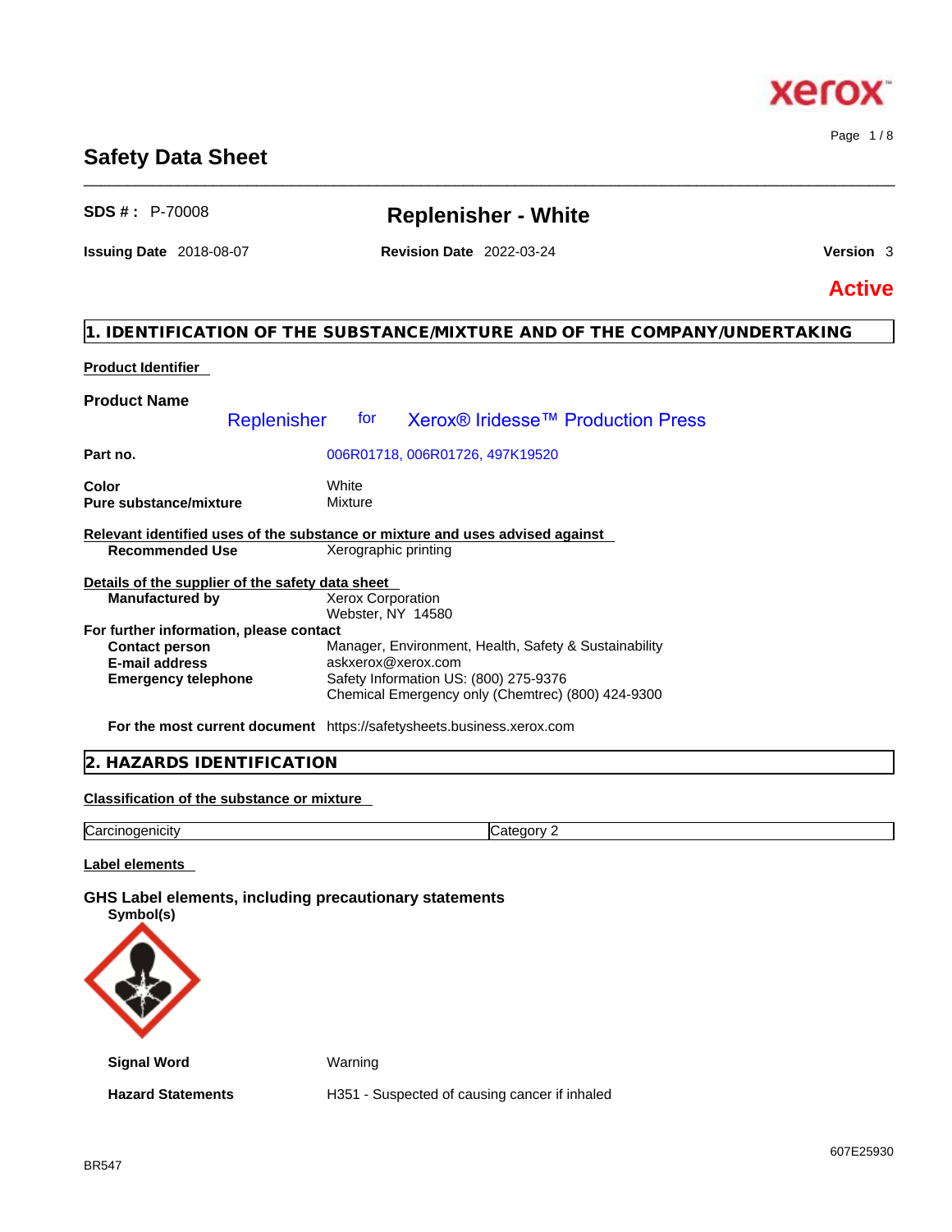# Safety Data Sheet

**SDS # :** P-70008

## Replenisher - White

**Issuing Date** 2018-08-07 **Revision Date** 2022-03-24 **Version** 3

**Active**

## 1. IDENTIFICATION OF THE SUBSTANCE/MIXTURE AND OF THE COMPANY/UNDERTAKING

**Product Identifier**

**Product Name**

Replenisher for Xerox® Iridesse™ Production Press

| | |
|---|---|
| **Part no.** | 006R01718, 006R01726, 497K19520 |
| **Color** | White |
| **Pure substance/mixture** | Mixture |

**Relevant identified uses of the substance or mixture and uses advised against**

| | |
|---|---|
| **Recommended Use** | Xerographic printing |

**Details of the supplier of the safety data sheet**

| | |
|---|---|
| **Manufactured by** | Xerox Corporation<br>Webster, NY 14580 |

**For further information, please contact**

| | |
|---|---|
| **Contact person** | Manager, Environment, Health, Safety & Sustainability |
| **E-mail address** | askxerox@xerox.com |
| **Emergency telephone** | Safety Information US: (800) 275-9376<br>Chemical Emergency only (Chemtrec) (800) 424-9300 |

**For the most current document** https://safetysheets.business.xerox.com

## 2. HAZARDS IDENTIFICATION

**Classification of the substance or mixture**

| | |
|---|---|
| Carcinogenicity | Category 2 |

**Label elements**

### GHS Label elements, including precautionary statements

**Symbol(s)**

| | |
|---|---|
| **Signal Word** | Warning |
| **Hazard Statements** | H351 - Suspected of causing cancer if inhaled |

607E25930

BR547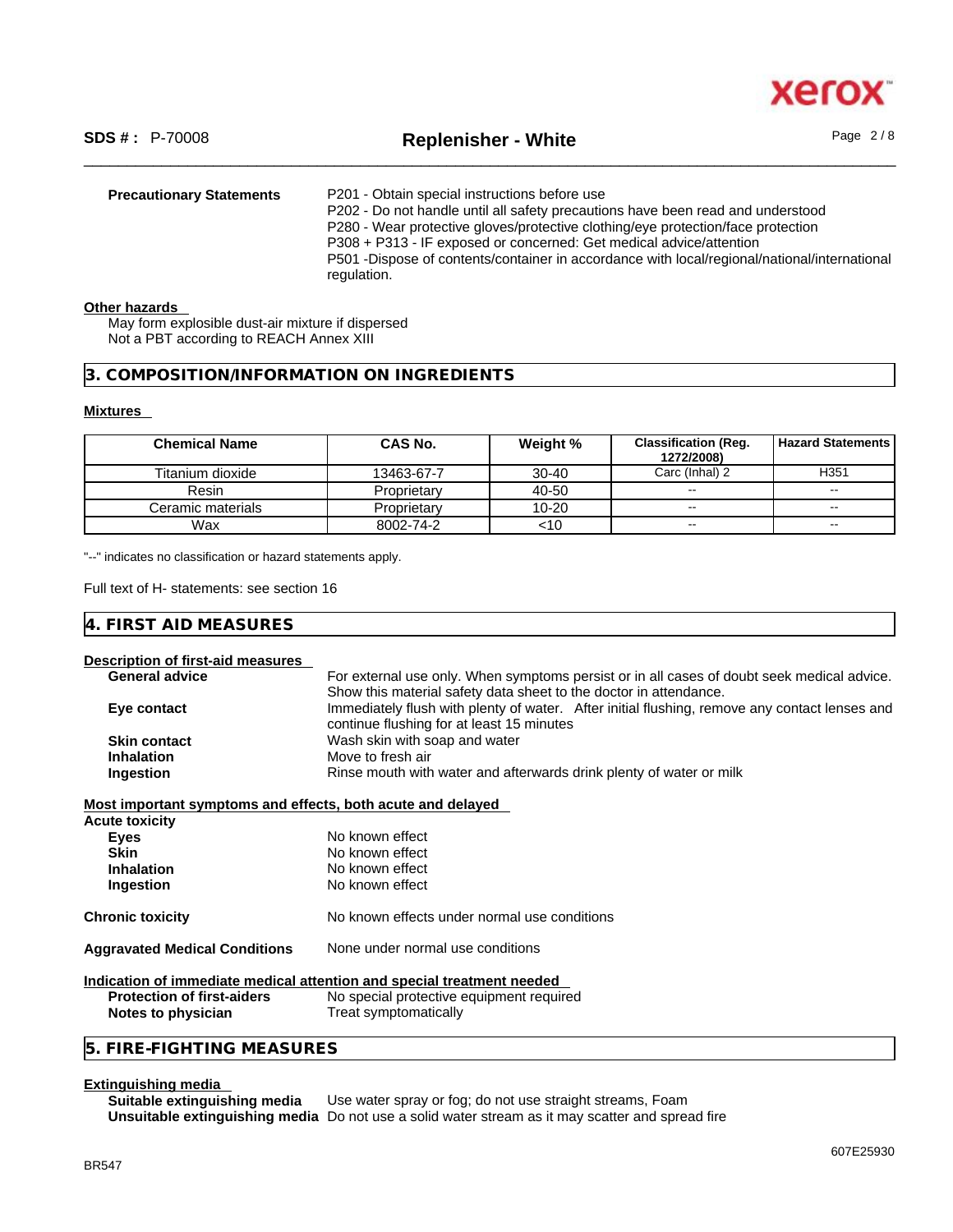**Precautionary Statements**

P201 - Obtain special instructions before use
P202 - Do not handle until all safety precautions have been read and understood
P280 - Wear protective gloves/protective clothing/eye protection/face protection
P308 + P313 - IF exposed or concerned: Get medical advice/attention
P501 -Dispose of contents/container in accordance with local/regional/national/international regulation.

**Other hazards**

May form explosible dust-air mixture if dispersed
Not a PBT according to REACH Annex XIII

## 3. COMPOSITION/INFORMATION ON INGREDIENTS

**Mixtures**

| Chemical Name | CAS No. | Weight % | Classification (Reg. 1272/2008) | Hazard Statements |
|---|---|---|---|---|
| Titanium dioxide | 13463-67-7 | 30-40 | Carc (Inhal) 2 | H351 |
| Resin | Proprietary | 40-50 | -- | -- |
| Ceramic materials | Proprietary | 10-20 | -- | -- |
| Wax | 8002-74-2 | <10 | -- | -- |

"--" indicates no classification or hazard statements apply.

Full text of H- statements: see section 16

## 4. FIRST AID MEASURES

**Description of first-aid measures**

**General advice**: For external use only. When symptoms persist or in all cases of doubt seek medical advice. Show this material safety data sheet to the doctor in attendance.

**Eye contact**: Immediately flush with plenty of water. After initial flushing, remove any contact lenses and continue flushing for at least 15 minutes

**Skin contact**: Wash skin with soap and water

**Inhalation**: Move to fresh air

**Ingestion**: Rinse mouth with water and afterwards drink plenty of water or milk

**Most important symptoms and effects, both acute and delayed**

**Acute toxicity**

**Eyes**: No known effect
**Skin**: No known effect
**Inhalation**: No known effect
**Ingestion**: No known effect

**Chronic toxicity**: No known effects under normal use conditions

**Aggravated Medical Conditions**: None under normal use conditions

**Indication of immediate medical attention and special treatment needed**

**Protection of first-aiders**: No special protective equipment required
**Notes to physician**: Treat symptomatically

## 5. FIRE-FIGHTING MEASURES

**Extinguishing media**

**Suitable extinguishing media**: Use water spray or fog; do not use straight streams, Foam
**Unsuitable extinguishing media**: Do not use a solid water stream as it may scatter and spread fire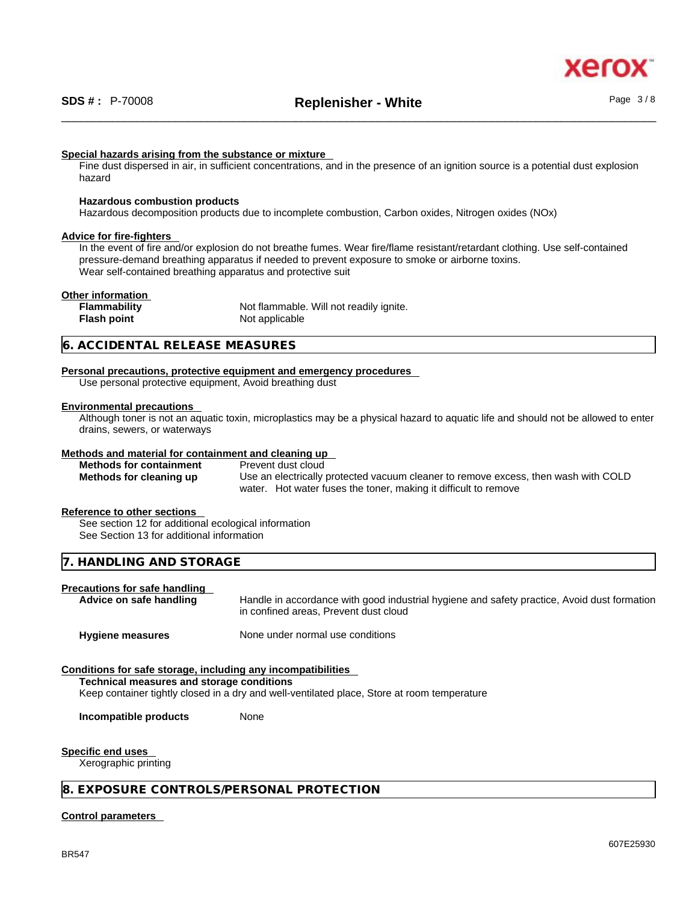**Special hazards arising from the substance or mixture**

Fine dust dispersed in air, in sufficient concentrations, and in the presence of an ignition source is a potential dust explosion hazard

**Hazardous combustion products**

Hazardous decomposition products due to incomplete combustion, Carbon oxides, Nitrogen oxides (NOx)

**Advice for fire-fighters**

In the event of fire and/or explosion do not breathe fumes. Wear fire/flame resistant/retardant clothing. Use self-contained pressure-demand breathing apparatus if needed to prevent exposure to smoke or airborne toxins.
Wear self-contained breathing apparatus and protective suit

**Other information**

| | |
|---|---|
| **Flammability** | Not flammable. Will not readily ignite. |
| **Flash point** | Not applicable |

## 6. ACCIDENTAL RELEASE MEASURES

**Personal precautions, protective equipment and emergency procedures**

Use personal protective equipment, Avoid breathing dust

**Environmental precautions**

Although toner is not an aquatic toxin, microplastics may be a physical hazard to aquatic life and should not be allowed to enter drains, sewers, or waterways

**Methods and material for containment and cleaning up**

| | |
|---|---|
| **Methods for containment** | Prevent dust cloud |
| **Methods for cleaning up** | Use an electrically protected vacuum cleaner to remove excess, then wash with COLD water. Hot water fuses the toner, making it difficult to remove |

**Reference to other sections**

See section 12 for additional ecological information
See Section 13 for additional information

## 7. HANDLING AND STORAGE

**Precautions for safe handling**

| | |
|---|---|
| **Advice on safe handling** | Handle in accordance with good industrial hygiene and safety practice, Avoid dust formation in confined areas, Prevent dust cloud |
| **Hygiene measures** | None under normal use conditions |

**Conditions for safe storage, including any incompatibilities**

**Technical measures and storage conditions**

Keep container tightly closed in a dry and well-ventilated place, Store at room temperature

| | |
|---|---|
| **Incompatible products** | None |

**Specific end uses**

Xerographic printing

## 8. EXPOSURE CONTROLS/PERSONAL PROTECTION

**Control parameters**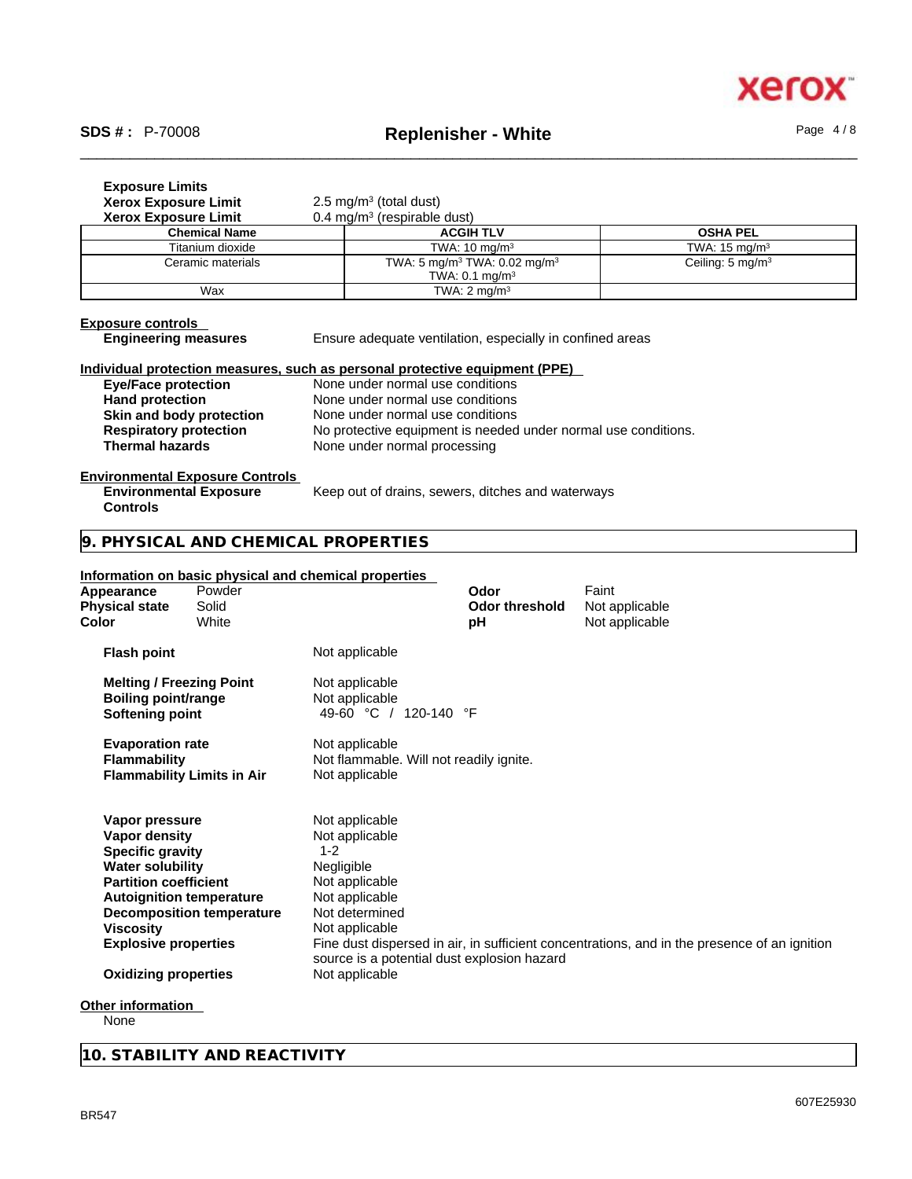**Exposure Limits**

**Xerox Exposure Limit** 2.5 mg/m$^3$ (total dust)

**Xerox Exposure Limit** 0.4 mg/m$^3$ (respirable dust)

| Chemical Name | ACGIH TLV | OSHA PEL |
|---|---|---|
| Titanium dioxide | TWA: 10 mg/m$^3$ | TWA: 15 mg/m$^3$ |
| Ceramic materials | TWA: 5 mg/m$^3$ TWA: 0.02 mg/m$^3$ TWA: 0.1 mg/m$^3$ | Ceiling: 5 mg/m$^3$ |
| Wax | TWA: 2 mg/m$^3$ | |

**Exposure controls**

**Engineering measures** Ensure adequate ventilation, especially in confined areas

**Individual protection measures, such as personal protective equipment (PPE)**

**Eye/Face protection** None under normal use conditions

**Hand protection** None under normal use conditions

**Skin and body protection** None under normal use conditions

**Respiratory protection** No protective equipment is needed under normal use conditions.

**Thermal hazards** None under normal processing

**Environmental Exposure Controls**

**Environmental Exposure Controls** Keep out of drains, sewers, ditches and waterways

## 9. PHYSICAL AND CHEMICAL PROPERTIES

**Information on basic physical and chemical properties**

**Appearance** Powder

**Physical state** Solid

**Color** White

**Odor** Faint

**Odor threshold** Not applicable

**pH** Not applicable

**Flash point** Not applicable

**Melting / Freezing Point** Not applicable

**Boiling point/range** Not applicable

**Softening point** 49-60 °C / 120-140 °F

**Evaporation rate** Not applicable

**Flammability** Not flammable. Will not readily ignite.

**Flammability Limits in Air** Not applicable

**Vapor pressure** Not applicable

**Vapor density** Not applicable

**Specific gravity** 1-2

**Water solubility** Negligible

**Partition coefficient** Not applicable

**Autoignition temperature** Not applicable

**Decomposition temperature** Not determined

**Viscosity** Not applicable

**Explosive properties** Fine dust dispersed in air, in sufficient concentrations, and in the presence of an ignition source is a potential dust explosion hazard

**Oxidizing properties** Not applicable

**Other information**

None

## 10. STABILITY AND REACTIVITY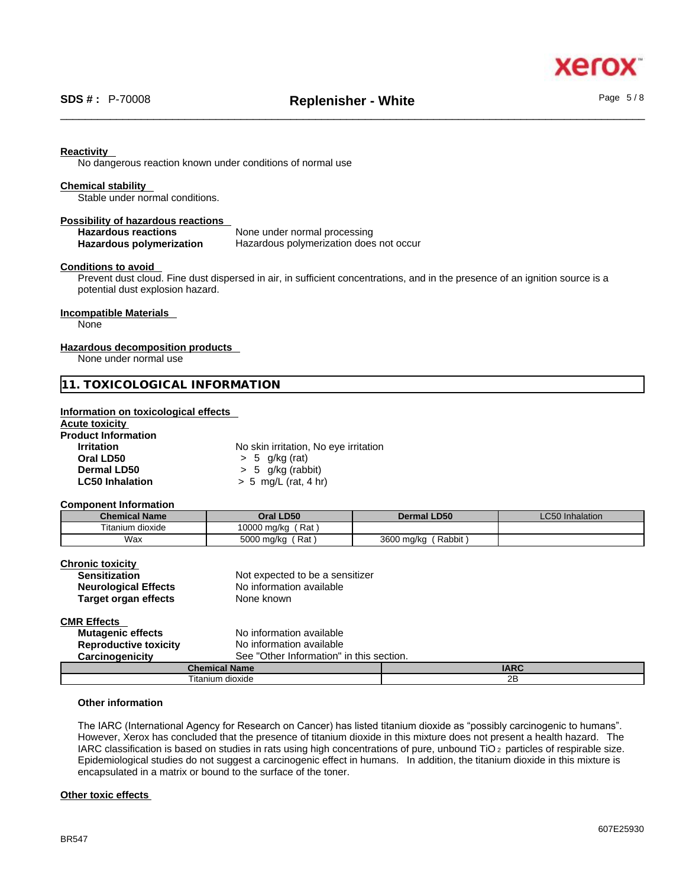**Reactivity**

No dangerous reaction known under conditions of normal use

**Chemical stability**

Stable under normal conditions.

**Possibility of hazardous reactions**

| | |
|---|---|
| **Hazardous reactions** | None under normal processing |
| **Hazardous polymerization** | Hazardous polymerization does not occur |

**Conditions to avoid**

Prevent dust cloud. Fine dust dispersed in air, in sufficient concentrations, and in the presence of an ignition source is a potential dust explosion hazard.

**Incompatible Materials**

None

**Hazardous decomposition products**

None under normal use

## 11. TOXICOLOGICAL INFORMATION

**Information on toxicological effects**

**Acute toxicity**

**Product Information**

| | |
|---|---|
| **Irritation** | No skin irritation, No eye irritation |
| **Oral LD50** | > 5 g/kg (rat) |
| **Dermal LD50** | > 5 g/kg (rabbit) |
| **LC50 Inhalation** | > 5 mg/L (rat, 4 hr) |

**Component Information**

| Chemical Name | Oral LD50 | Dermal LD50 | LC50 Inhalation |
|---|---|---|---|
| Titanium dioxide | 10000 mg/kg ( Rat ) | | |
| Wax | 5000 mg/kg ( Rat ) | 3600 mg/kg ( Rabbit ) | |

**Chronic toxicity**

| | |
|---|---|
| **Sensitization** | Not expected to be a sensitizer |
| **Neurological Effects** | No information available |
| **Target organ effects** | None known |

**CMR Effects**

| | |
|---|---|
| **Mutagenic effects** | No information available |
| **Reproductive toxicity** | No information available |
| **Carcinogenicity** | See "Other Information" in this section. |

| Chemical Name | IARC |
|---|---|
| Titanium dioxide | 2B |

**Other information**

The IARC (International Agency for Research on Cancer) has listed titanium dioxide as “possibly carcinogenic to humans”. However, Xerox has concluded that the presence of titanium dioxide in this mixture does not present a health hazard. The IARC classification is based on studies in rats using high concentrations of pure, unbound $TiO_2$ particles of respirable size. Epidemiological studies do not suggest a carcinogenic effect in humans. In addition, the titanium dioxide in this mixture is encapsulated in a matrix or bound to the surface of the toner.

**Other toxic effects**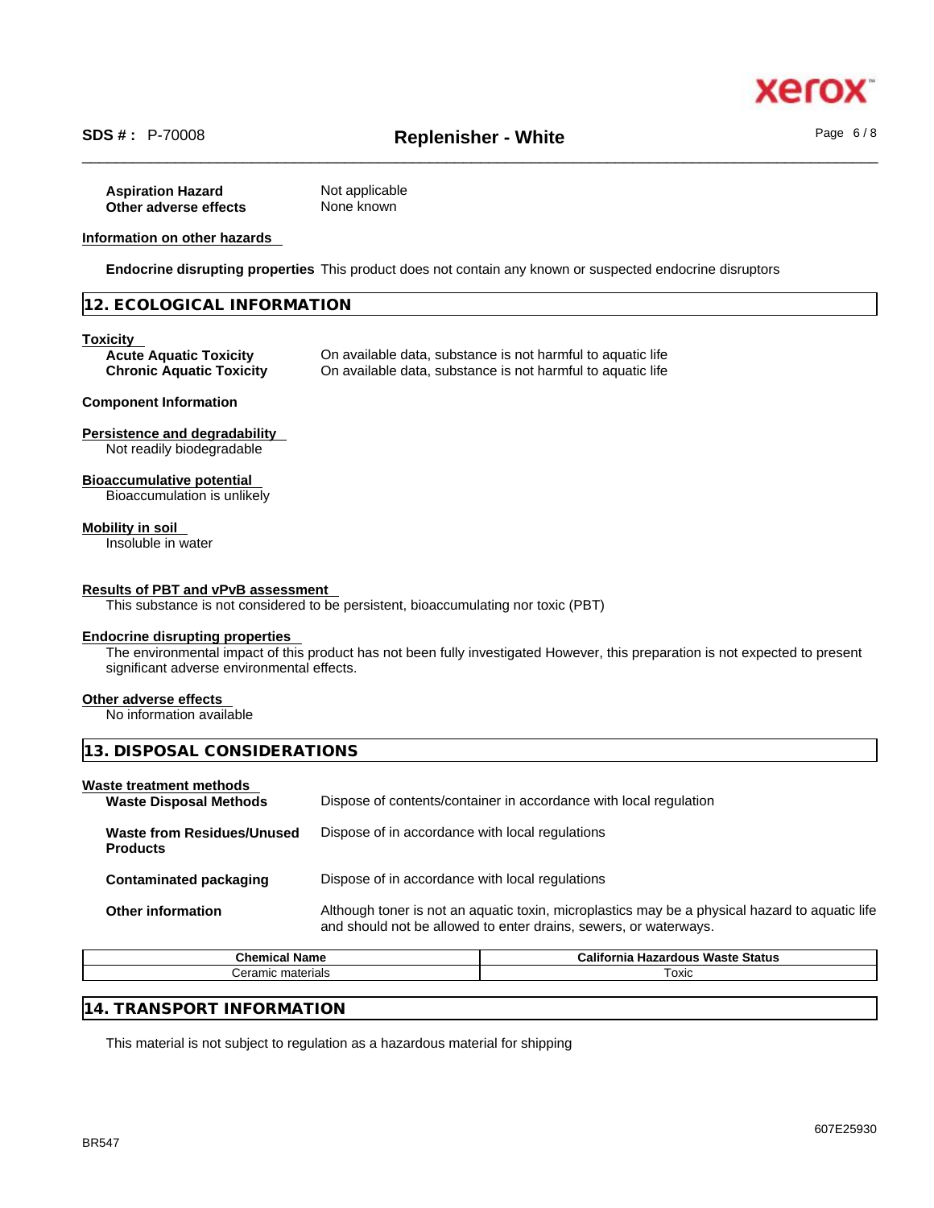**Aspiration Hazard** Not applicable
**Other adverse effects** None known

**Information on other hazards**

**Endocrine disrupting properties** This product does not contain any known or suspected endocrine disruptors

## 12. ECOLOGICAL INFORMATION

**Toxicity**

**Acute Aquatic Toxicity** On available data, substance is not harmful to aquatic life
**Chronic Aquatic Toxicity** On available data, substance is not harmful to aquatic life

**Component Information**

**Persistence and degradability**
Not readily biodegradable

**Bioaccumulative potential**
Bioaccumulation is unlikely

**Mobility in soil**
Insoluble in water

**Results of PBT and vPvB assessment**
This substance is not considered to be persistent, bioaccumulating nor toxic (PBT)

**Endocrine disrupting properties**
The environmental impact of this product has not been fully investigated However, this preparation is not expected to present significant adverse environmental effects.

**Other adverse effects**
No information available

## 13. DISPOSAL CONSIDERATIONS

**Waste treatment methods**

**Waste Disposal Methods** Dispose of contents/container in accordance with local regulation

**Waste from Residues/Unused Products** Dispose of in accordance with local regulations

**Contaminated packaging** Dispose of in accordance with local regulations

**Other information** Although toner is not an aquatic toxin, microplastics may be a physical hazard to aquatic life and should not be allowed to enter drains, sewers, or waterways.

| Chemical Name | California Hazardous Waste Status |
|---|---|
| Ceramic materials | Toxic |

## 14. TRANSPORT INFORMATION

This material is not subject to regulation as a hazardous material for shipping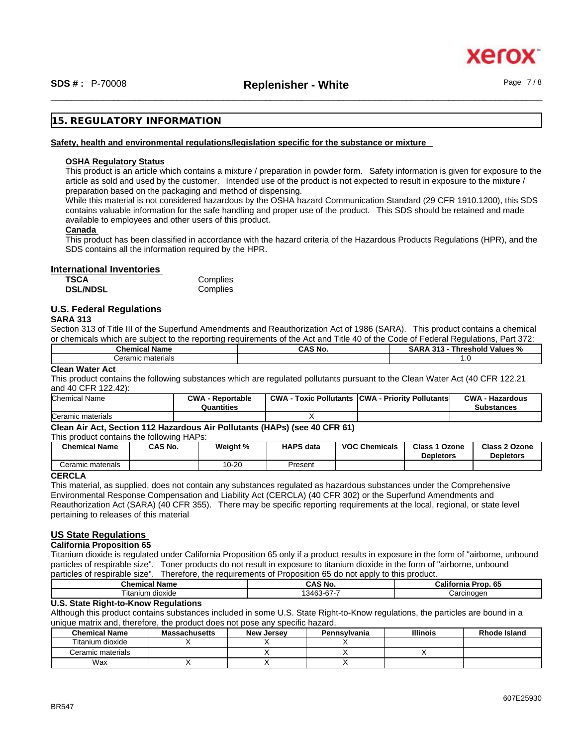## 15. REGULATORY INFORMATION

**Safety, health and environmental regulations/legislation specific for the substance or mixture**

**OSHA Regulatory Status**

This product is an article which contains a mixture / preparation in powder form. Safety information is given for exposure to the article as sold and used by the customer. Intended use of the product is not expected to result in exposure to the mixture / preparation based on the packaging and method of dispensing.

While this material is not considered hazardous by the OSHA hazard Communication Standard (29 CFR 1910.1200), this SDS contains valuable information for the safe handling and proper use of the product. This SDS should be retained and made available to employees and other users of this product.

**Canada**

This product has been classified in accordance with the hazard criteria of the Hazardous Products Regulations (HPR), and the SDS contains all the information required by the HPR.

### International Inventories

| | |
|---|---|
| **TSCA** | Complies |
| **DSL/NDSL** | Complies |

### U.S. Federal Regulations

**SARA 313**

Section 313 of Title III of the Superfund Amendments and Reauthorization Act of 1986 (SARA). This product contains a chemical or chemicals which are subject to the reporting requirements of the Act and Title 40 of the Code of Federal Regulations, Part 372:

| Chemical Name | CAS No. | SARA 313 - Threshold Values % |
|---|---|---|
| Ceramic materials | | 1.0 |

**Clean Water Act**

This product contains the following substances which are regulated pollutants pursuant to the Clean Water Act (40 CFR 122.21 and 40 CFR 122.42):

| Chemical Name | CWA - Reportable Quantities | CWA - Toxic Pollutants | CWA - Priority Pollutants | CWA - Hazardous Substances |
|---|---|---|---|---|
| Ceramic materials | | X | | |

**Clean Air Act, Section 112 Hazardous Air Pollutants (HAPs) (see 40 CFR 61)**

This product contains the following HAPs:

| Chemical Name | CAS No. | Weight % | HAPS data | VOC Chemicals | Class 1 Ozone Depletors | Class 2 Ozone Depletors |
|---|---|---|---|---|---|---|
| Ceramic materials | | 10-20 | Present | | | |

**CERCLA**

This material, as supplied, does not contain any substances regulated as hazardous substances under the Comprehensive Environmental Response Compensation and Liability Act (CERCLA) (40 CFR 302) or the Superfund Amendments and Reauthorization Act (SARA) (40 CFR 355). There may be specific reporting requirements at the local, regional, or state level pertaining to releases of this material

### US State Regulations

**California Proposition 65**

Titanium dioxide is regulated under California Proposition 65 only if a product results in exposure in the form of "airborne, unbound particles of respirable size". Toner products do not result in exposure to titanium dioxide in the form of "airborne, unbound particles of respirable size". Therefore, the requirements of Proposition 65 do not apply to this product.

| Chemical Name | CAS No. | California Prop. 65 |
|---|---|---|
| Titanium dioxide | 13463-67-7 | Carcinogen |

**U.S. State Right-to-Know Regulations**

Although this product contains substances included in some U.S. State Right-to-Know regulations, the particles are bound in a unique matrix and, therefore, the product does not pose any specific hazard.

| Chemical Name | Massachusetts | New Jersey | Pennsylvania | Illinois | Rhode Island |
|---|---|---|---|---|---|
| Titanium dioxide | X | X | X | | |
| Ceramic materials | | X | X | X | |
| Wax | X | X | X | | |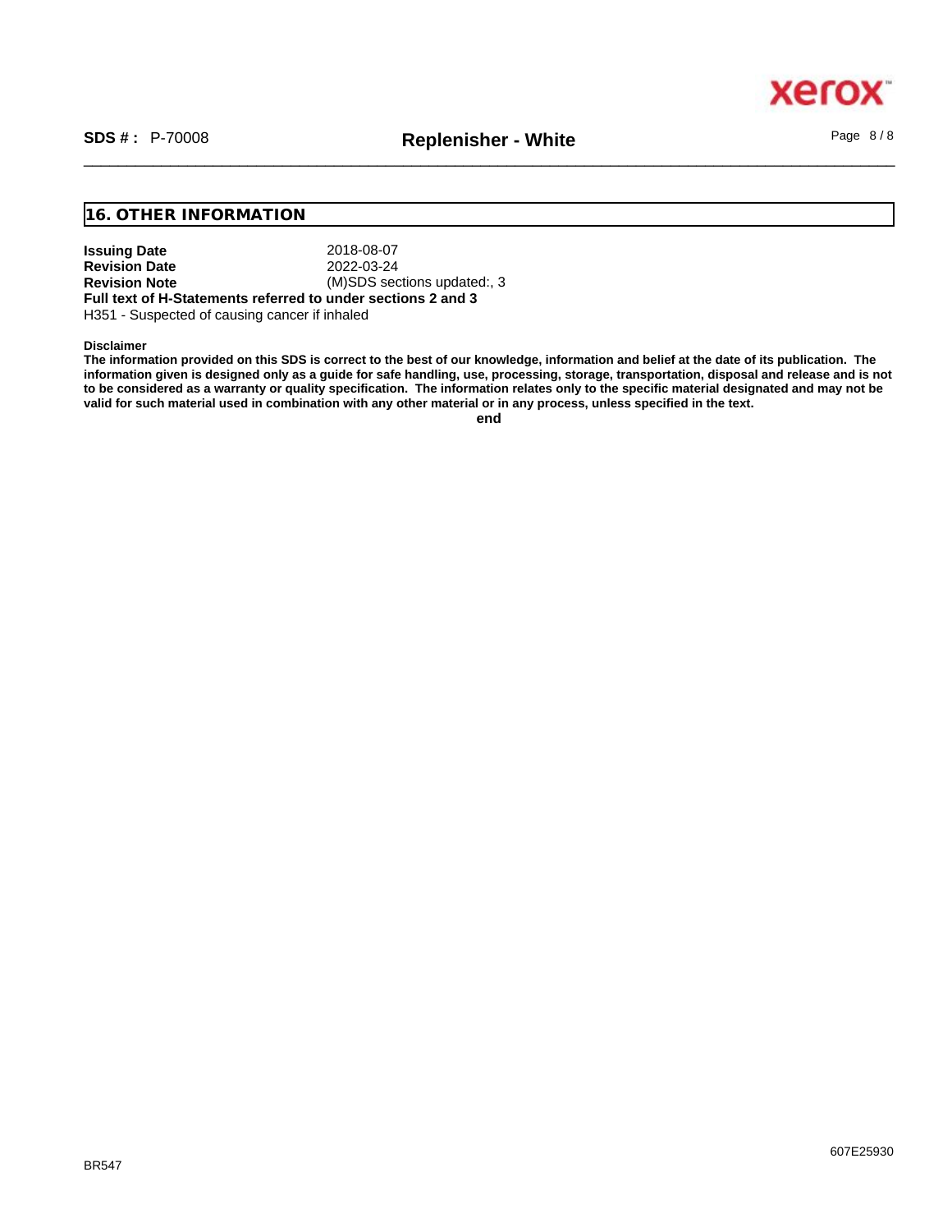## 16. OTHER INFORMATION

**Issuing Date** 2018-08-07
**Revision Date** 2022-03-24
**Revision Note** (M)SDS sections updated:, 3

**Full text of H-Statements referred to under sections 2 and 3**

H351 - Suspected of causing cancer if inhaled

**Disclaimer**

**The information provided on this SDS is correct to the best of our knowledge, information and belief at the date of its publication. The information given is designed only as a guide for safe handling, use, processing, storage, transportation, disposal and release and is not to be considered as a warranty or quality specification. The information relates only to the specific material designated and may not be valid for such material used in combination with any other material or in any process, unless specified in the text.**

**end**